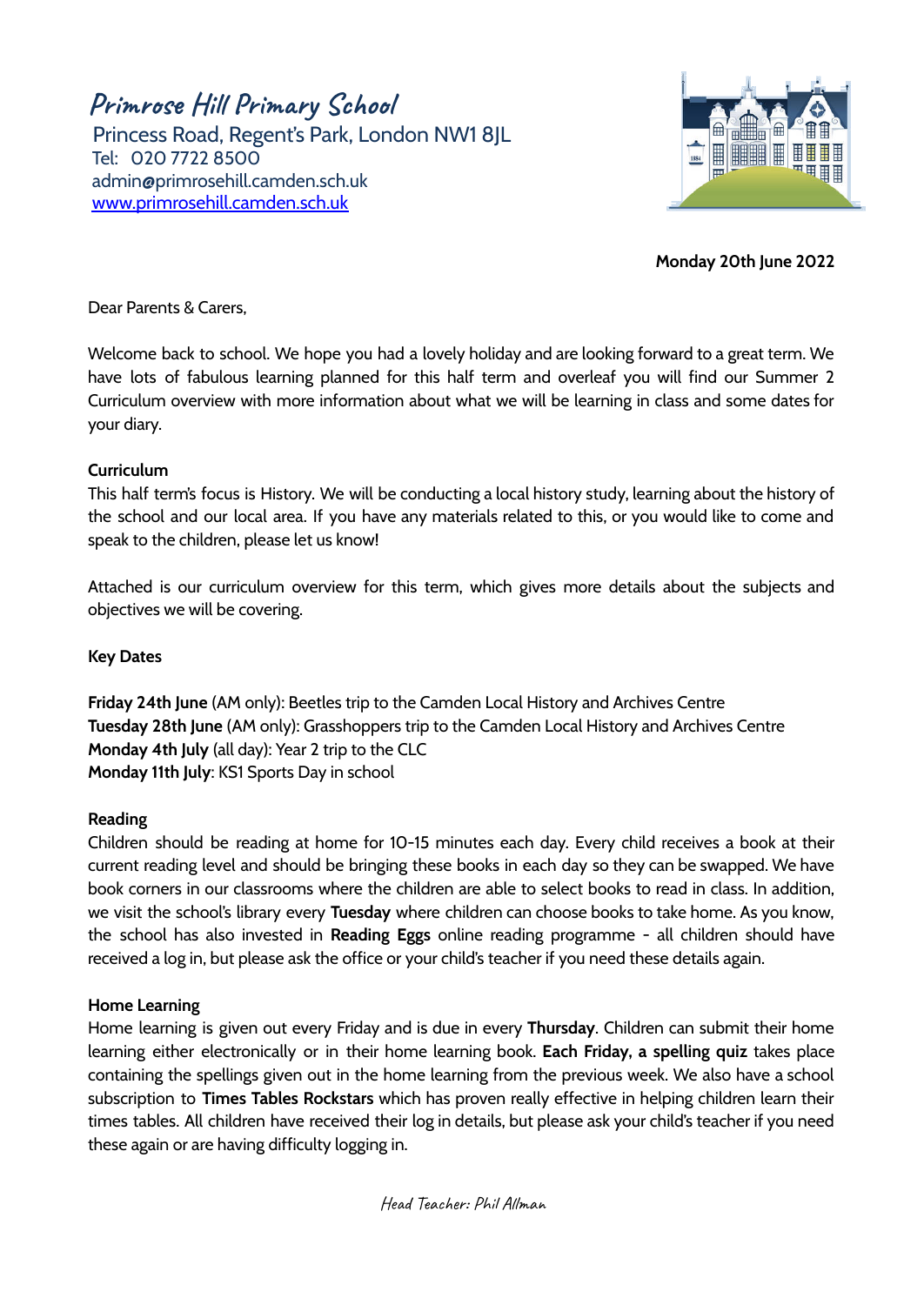# Primrose Hill Primary School

Princess Road, Regent's Park, London NW1 8JL
Tel: 020 7722 8500
admin@primrosehill.camden.sch.uk
www.primrosehill.camden.sch.uk

**Monday 20th June 2022**

Dear Parents & Carers,

Welcome back to school. We hope you had a lovely holiday and are looking forward to a great term. We have lots of fabulous learning planned for this half term and overleaf you will find our Summer 2 Curriculum overview with more information about what we will be learning in class and some dates for your diary.

**Curriculum**

This half term's focus is History. We will be conducting a local history study, learning about the history of the school and our local area. If you have any materials related to this, or you would like to come and speak to the children, please let us know!

Attached is our curriculum overview for this term, which gives more details about the subjects and objectives we will be covering.

**Key Dates**

**Friday 24th June** (AM only): Beetles trip to the Camden Local History and Archives Centre
**Tuesday 28th June** (AM only): Grasshoppers trip to the Camden Local History and Archives Centre
**Monday 4th July** (all day): Year 2 trip to the CLC
**Monday 11th July**: KS1 Sports Day in school

**Reading**

Children should be reading at home for 10-15 minutes each day. Every child receives a book at their current reading level and should be bringing these books in each day so they can be swapped. We have book corners in our classrooms where the children are able to select books to read in class. In addition, we visit the school's library every **Tuesday** where children can choose books to take home. As you know, the school has also invested in **Reading Eggs** online reading programme - all children should have received a log in, but please ask the office or your child's teacher if you need these details again.

**Home Learning**

Home learning is given out every Friday and is due in every **Thursday**. Children can submit their home learning either electronically or in their home learning book. **Each Friday, a spelling quiz** takes place containing the spellings given out in the home learning from the previous week. We also have a school subscription to **Times Tables Rockstars** which has proven really effective in helping children learn their times tables. All children have received their log in details, but please ask your child's teacher if you need these again or are having difficulty logging in.

Head Teacher: Phil Allman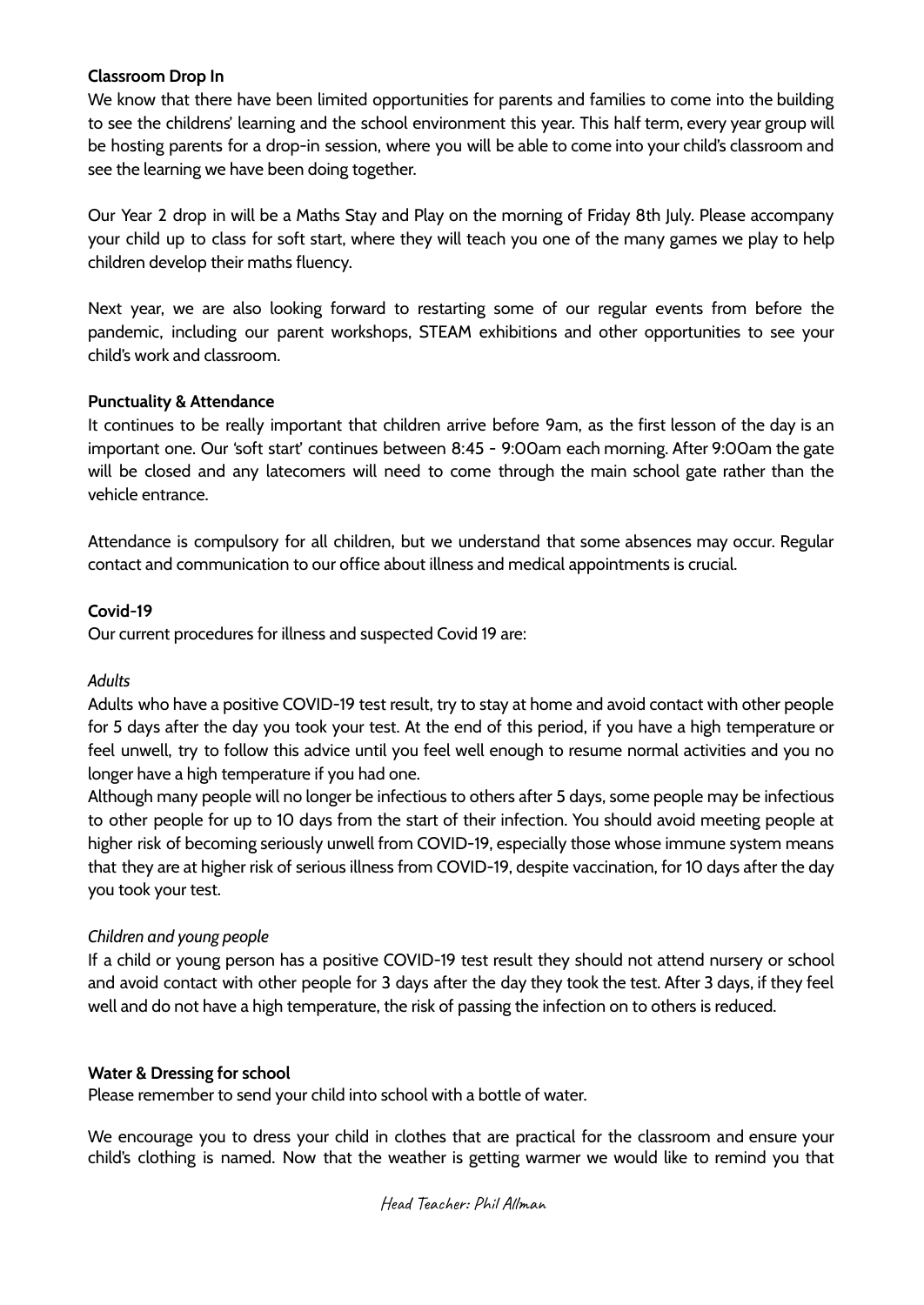**Classroom Drop In**

We know that there have been limited opportunities for parents and families to come into the building to see the childrens' learning and the school environment this year. This half term, every year group will be hosting parents for a drop-in session, where you will be able to come into your child's classroom and see the learning we have been doing together.

Our Year 2 drop in will be a Maths Stay and Play on the morning of Friday 8th July. Please accompany your child up to class for soft start, where they will teach you one of the many games we play to help children develop their maths fluency.

Next year, we are also looking forward to restarting some of our regular events from before the pandemic, including our parent workshops, STEAM exhibitions and other opportunities to see your child's work and classroom.

**Punctuality & Attendance**

It continues to be really important that children arrive before 9am, as the first lesson of the day is an important one. Our 'soft start' continues between 8:45 - 9:00am each morning. After 9:00am the gate will be closed and any latecomers will need to come through the main school gate rather than the vehicle entrance.

Attendance is compulsory for all children, but we understand that some absences may occur. Regular contact and communication to our office about illness and medical appointments is crucial.

**Covid-19**

Our current procedures for illness and suspected Covid 19 are:

*Adults*

Adults who have a positive COVID-19 test result, try to stay at home and avoid contact with other people for 5 days after the day you took your test. At the end of this period, if you have a high temperature or feel unwell, try to follow this advice until you feel well enough to resume normal activities and you no longer have a high temperature if you had one.

Although many people will no longer be infectious to others after 5 days, some people may be infectious to other people for up to 10 days from the start of their infection. You should avoid meeting people at higher risk of becoming seriously unwell from COVID-19, especially those whose immune system means that they are at higher risk of serious illness from COVID-19, despite vaccination, for 10 days after the day you took your test.

*Children and young people*

If a child or young person has a positive COVID-19 test result they should not attend nursery or school and avoid contact with other people for 3 days after the day they took the test. After 3 days, if they feel well and do not have a high temperature, the risk of passing the infection on to others is reduced.

**Water & Dressing for school**

Please remember to send your child into school with a bottle of water.

We encourage you to dress your child in clothes that are practical for the classroom and ensure your child's clothing is named. Now that the weather is getting warmer we would like to remind you that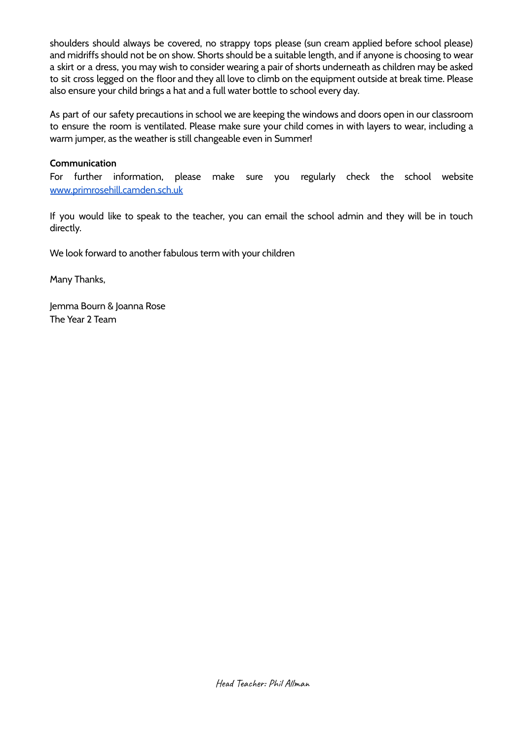shoulders should always be covered, no strappy tops please (sun cream applied before school please) and midriffs should not be on show. Shorts should be a suitable length, and if anyone is choosing to wear a skirt or a dress, you may wish to consider wearing a pair of shorts underneath as children may be asked to sit cross legged on the floor and they all love to climb on the equipment outside at break time. Please also ensure your child brings a hat and a full water bottle to school every day.

As part of our safety precautions in school we are keeping the windows and doors open in our classroom to ensure the room is ventilated. Please make sure your child comes in with layers to wear, including a warm jumper, as the weather is still changeable even in Summer!

**Communication**

For further information, please make sure you regularly check the school website [www.primrosehill.camden.sch.uk](http://www.primrosehill.camden.sch.uk)

If you would like to speak to the teacher, you can email the school admin and they will be in touch directly.

We look forward to another fabulous term with your children

Many Thanks,

Jemma Bourn & Joanna Rose
The Year 2 Team

*Head Teacher: Phil Allman*